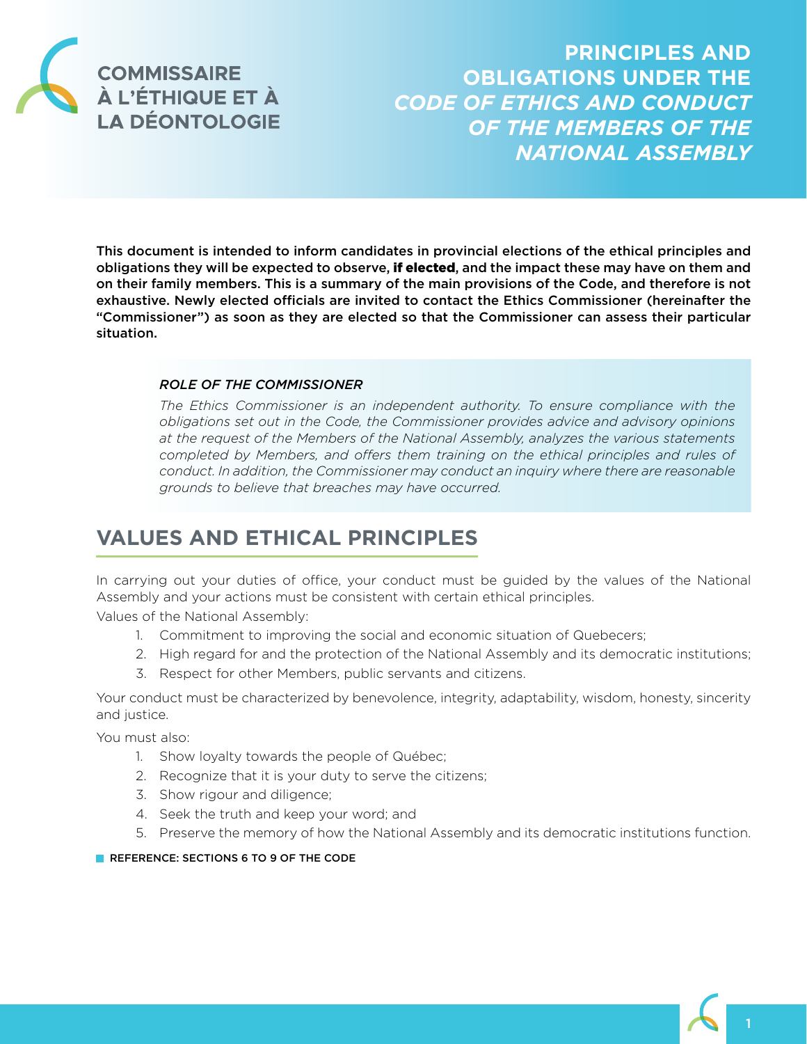COMMISSAIRE À L'ÉTHIQUE ET À LA DÉONTOLOGIE

# PRINCIPLES AND OBLIGATIONS UNDER THE *CODE OF ETHICS AND CONDUCT OF THE MEMBERS OF THE NATIONAL ASSEMBLY*

**This document is intended to inform candidates in provincial elections of the ethical principles and obligations they will be expected to observe, if elected, and the impact these may have on them and on their family members. This is a summary of the main provisions of the Code, and therefore is not exhaustive. Newly elected officials are invited to contact the Ethics Commissioner (hereinafter the "Commissioner") as soon as they are elected so that the Commissioner can assess their particular situation.**

***ROLE OF THE COMMISSIONER***

*The Ethics Commissioner is an independent authority. To ensure compliance with the obligations set out in the Code, the Commissioner provides advice and advisory opinions at the request of the Members of the National Assembly, analyzes the various statements completed by Members, and offers them training on the ethical principles and rules of conduct. In addition, the Commissioner may conduct an inquiry where there are reasonable grounds to believe that breaches may have occurred.*

## VALUES AND ETHICAL PRINCIPLES

In carrying out your duties of office, your conduct must be guided by the values of the National Assembly and your actions must be consistent with certain ethical principles.

Values of the National Assembly:

1. Commitment to improving the social and economic situation of Quebecers;
2. High regard for and the protection of the National Assembly and its democratic institutions;
3. Respect for other Members, public servants and citizens.

Your conduct must be characterized by benevolence, integrity, adaptability, wisdom, honesty, sincerity and justice.

You must also:

1. Show loyalty towards the people of Québec;
2. Recognize that it is your duty to serve the citizens;
3. Show rigour and diligence;
4. Seek the truth and keep your word; and
5. Preserve the memory of how the National Assembly and its democratic institutions function.

REFERENCE: SECTIONS 6 TO 9 OF THE CODE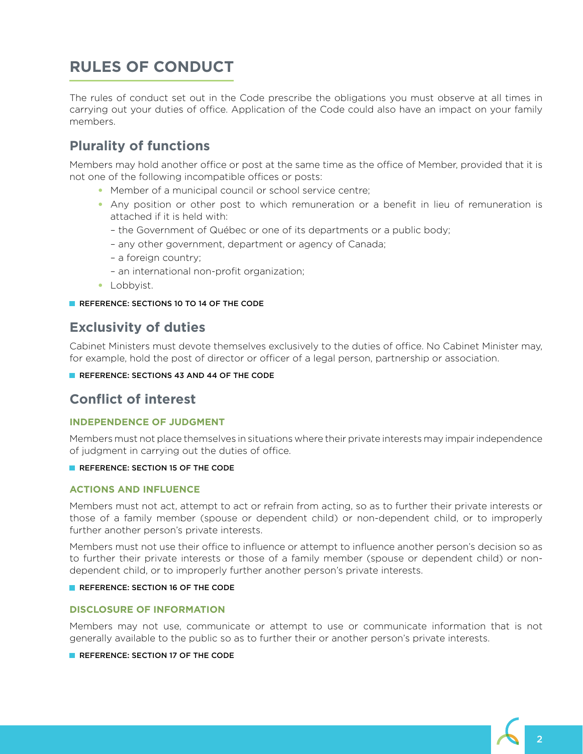# RULES OF CONDUCT

The rules of conduct set out in the Code prescribe the obligations you must observe at all times in carrying out your duties of office. Application of the Code could also have an impact on your family members.

## Plurality of functions

Members may hold another office or post at the same time as the office of Member, provided that it is not one of the following incompatible offices or posts:

- Member of a municipal council or school service centre;
- Any position or other post to which remuneration or a benefit in lieu of remuneration is attached if it is held with:
  - the Government of Québec or one of its departments or a public body;
  - any other government, department or agency of Canada;
  - a foreign country;
  - an international non-profit organization;
- Lobbyist.

REFERENCE: SECTIONS 10 TO 14 OF THE CODE

## Exclusivity of duties

Cabinet Ministers must devote themselves exclusively to the duties of office. No Cabinet Minister may, for example, hold the post of director or officer of a legal person, partnership or association.

REFERENCE: SECTIONS 43 AND 44 OF THE CODE

## Conflict of interest

### INDEPENDENCE OF JUDGMENT

Members must not place themselves in situations where their private interests may impair independence of judgment in carrying out the duties of office.

REFERENCE: SECTION 15 OF THE CODE

### ACTIONS AND INFLUENCE

Members must not act, attempt to act or refrain from acting, so as to further their private interests or those of a family member (spouse or dependent child) or non-dependent child, or to improperly further another person's private interests.

Members must not use their office to influence or attempt to influence another person's decision so as to further their private interests or those of a family member (spouse or dependent child) or non-dependent child, or to improperly further another person's private interests.

REFERENCE: SECTION 16 OF THE CODE

### DISCLOSURE OF INFORMATION

Members may not use, communicate or attempt to use or communicate information that is not generally available to the public so as to further their or another person's private interests.

REFERENCE: SECTION 17 OF THE CODE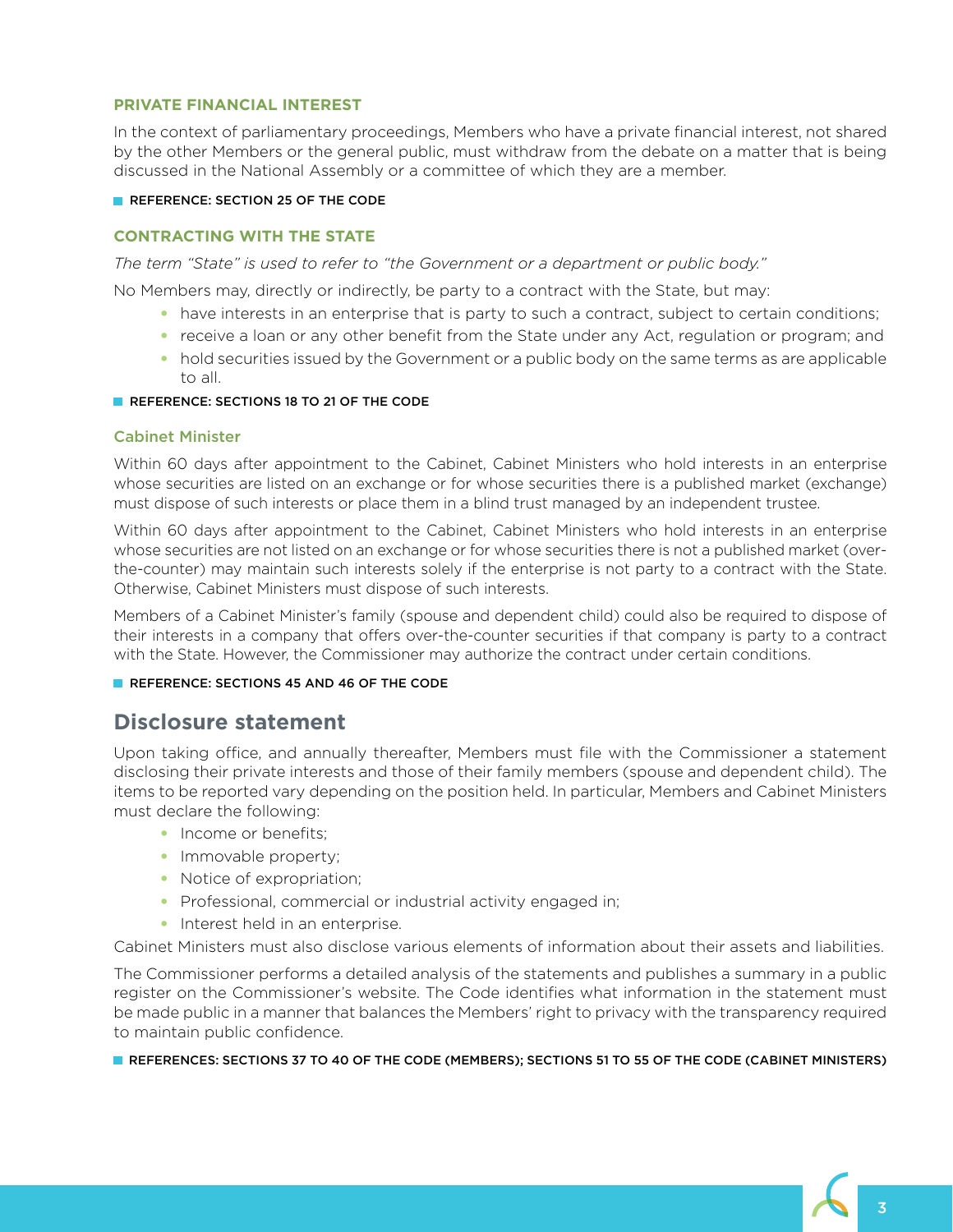### PRIVATE FINANCIAL INTEREST

In the context of parliamentary proceedings, Members who have a private financial interest, not shared by the other Members or the general public, must withdraw from the debate on a matter that is being discussed in the National Assembly or a committee of which they are a member.

REFERENCE: SECTION 25 OF THE CODE

### CONTRACTING WITH THE STATE

*The term "State" is used to refer to "the Government or a department or public body."*

No Members may, directly or indirectly, be party to a contract with the State, but may:

- have interests in an enterprise that is party to such a contract, subject to certain conditions;
- receive a loan or any other benefit from the State under any Act, regulation or program; and
- hold securities issued by the Government or a public body on the same terms as are applicable to all.

REFERENCE: SECTIONS 18 TO 21 OF THE CODE

#### Cabinet Minister

Within 60 days after appointment to the Cabinet, Cabinet Ministers who hold interests in an enterprise whose securities are listed on an exchange or for whose securities there is a published market (exchange) must dispose of such interests or place them in a blind trust managed by an independent trustee.

Within 60 days after appointment to the Cabinet, Cabinet Ministers who hold interests in an enterprise whose securities are not listed on an exchange or for whose securities there is not a published market (over-the-counter) may maintain such interests solely if the enterprise is not party to a contract with the State. Otherwise, Cabinet Ministers must dispose of such interests.

Members of a Cabinet Minister's family (spouse and dependent child) could also be required to dispose of their interests in a company that offers over-the-counter securities if that company is party to a contract with the State. However, the Commissioner may authorize the contract under certain conditions.

REFERENCE: SECTIONS 45 AND 46 OF THE CODE

## Disclosure statement

Upon taking office, and annually thereafter, Members must file with the Commissioner a statement disclosing their private interests and those of their family members (spouse and dependent child). The items to be reported vary depending on the position held. In particular, Members and Cabinet Ministers must declare the following:

- Income or benefits;
- Immovable property;
- Notice of expropriation;
- Professional, commercial or industrial activity engaged in;
- Interest held in an enterprise.

Cabinet Ministers must also disclose various elements of information about their assets and liabilities.

The Commissioner performs a detailed analysis of the statements and publishes a summary in a public register on the Commissioner's website. The Code identifies what information in the statement must be made public in a manner that balances the Members' right to privacy with the transparency required to maintain public confidence.

REFERENCES: SECTIONS 37 TO 40 OF THE CODE (MEMBERS); SECTIONS 51 TO 55 OF THE CODE (CABINET MINISTERS)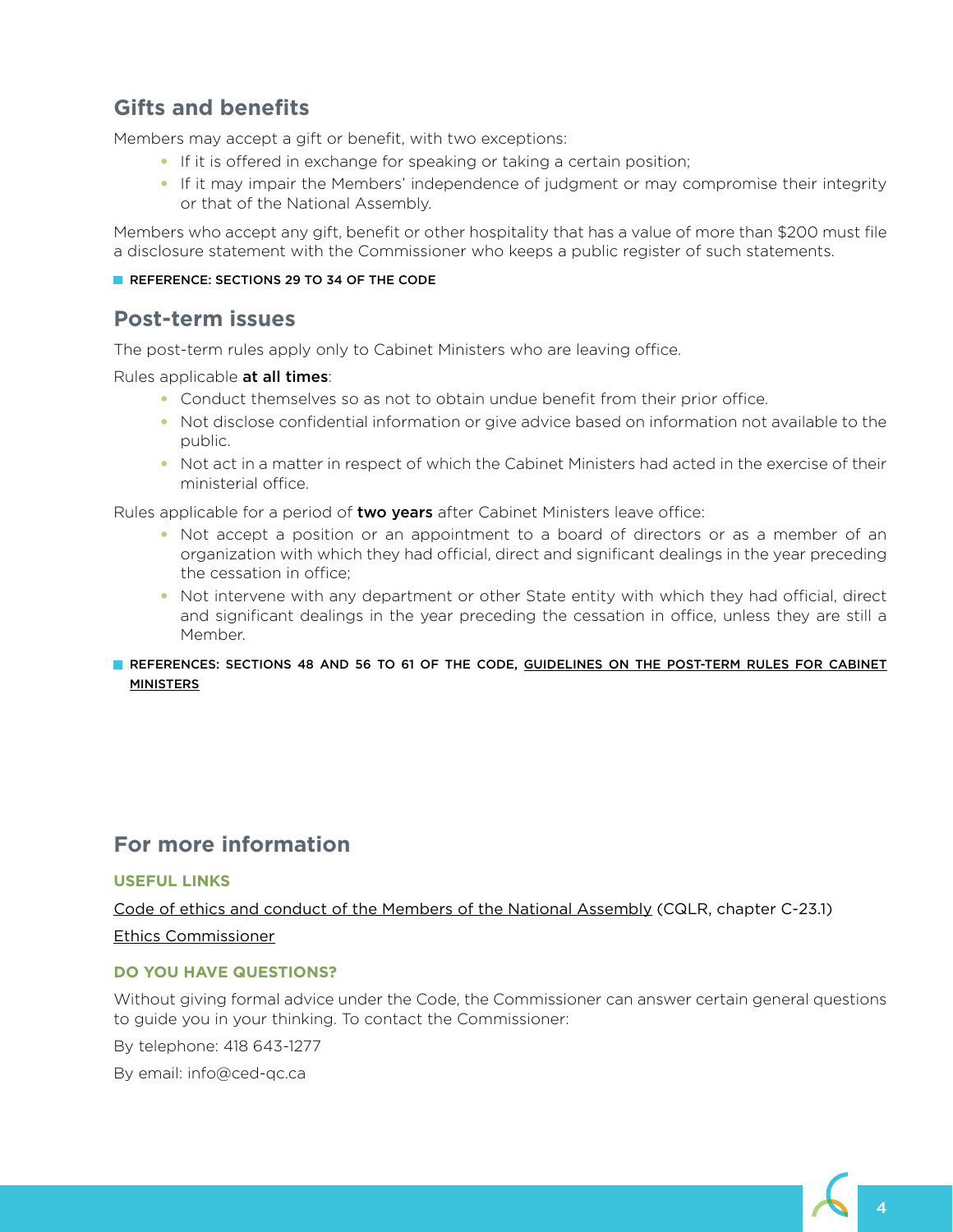## Gifts and benefits

Members may accept a gift or benefit, with two exceptions:

- If it is offered in exchange for speaking or taking a certain position;
- If it may impair the Members' independence of judgment or may compromise their integrity or that of the National Assembly.

Members who accept any gift, benefit or other hospitality that has a value of more than $200 must file a disclosure statement with the Commissioner who keeps a public register of such statements.

REFERENCE: SECTIONS 29 TO 34 OF THE CODE

## Post-term issues

The post-term rules apply only to Cabinet Ministers who are leaving office.

Rules applicable **at all times**:

- Conduct themselves so as not to obtain undue benefit from their prior office.
- Not disclose confidential information or give advice based on information not available to the public.
- Not act in a matter in respect of which the Cabinet Ministers had acted in the exercise of their ministerial office.

Rules applicable for a period of **two years** after Cabinet Ministers leave office:

- Not accept a position or an appointment to a board of directors or as a member of an organization with which they had official, direct and significant dealings in the year preceding the cessation in office;
- Not intervene with any department or other State entity with which they had official, direct and significant dealings in the year preceding the cessation in office, unless they are still a Member.

REFERENCES: SECTIONS 48 AND 56 TO 61 OF THE CODE, GUIDELINES ON THE POST-TERM RULES FOR CABINET MINISTERS

## For more information

### USEFUL LINKS

Code of ethics and conduct of the Members of the National Assembly (CQLR, chapter C-23.1)

Ethics Commissioner

### DO YOU HAVE QUESTIONS?

Without giving formal advice under the Code, the Commissioner can answer certain general questions to guide you in your thinking. To contact the Commissioner:

By telephone: 418 643-1277

By email: info@ced-qc.ca